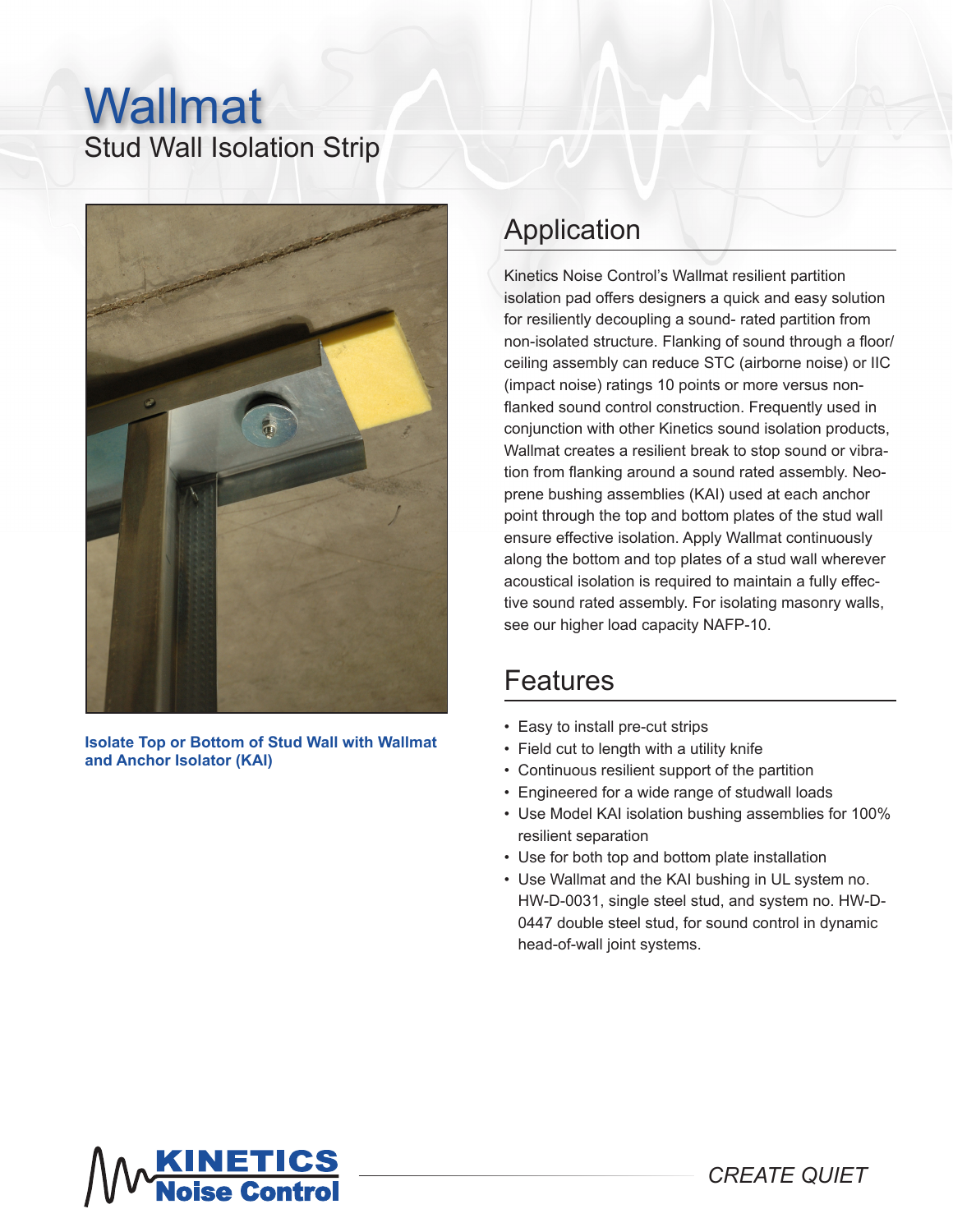# Wallmat

## Stud Wall Isolation Strip

**Isolate Top or Bottom of Stud Wall with Wallmat and Anchor Isolator (KAI)**

## Application

Kinetics Noise Control's Wallmat resilient partition isolation pad offers designers a quick and easy solution for resiliently decoupling a sound- rated partition from non-isolated structure. Flanking of sound through a floor/ ceiling assembly can reduce STC (airborne noise) or IIC (impact noise) ratings 10 points or more versus non-flanked sound control construction. Frequently used in conjunction with other Kinetics sound isolation products, Wallmat creates a resilient break to stop sound or vibration from flanking around a sound rated assembly. Neoprene bushing assemblies (KAI) used at each anchor point through the top and bottom plates of the stud wall ensure effective isolation. Apply Wallmat continuously along the bottom and top plates of a stud wall wherever acoustical isolation is required to maintain a fully effective sound rated assembly. For isolating masonry walls, see our higher load capacity NAFP-10.

## Features

- Easy to install pre-cut strips
- Field cut to length with a utility knife
- Continuous resilient support of the partition
- Engineered for a wide range of studwall loads
- Use Model KAI isolation bushing assemblies for 100% resilient separation
- Use for both top and bottom plate installation
- Use Wallmat and the KAI bushing in UL system no. HW-D-0031, single steel stud, and system no. HW-D-0447 double steel stud, for sound control in dynamic head-of-wall joint systems.

KINETICS Noise Control

*CREATE QUIET*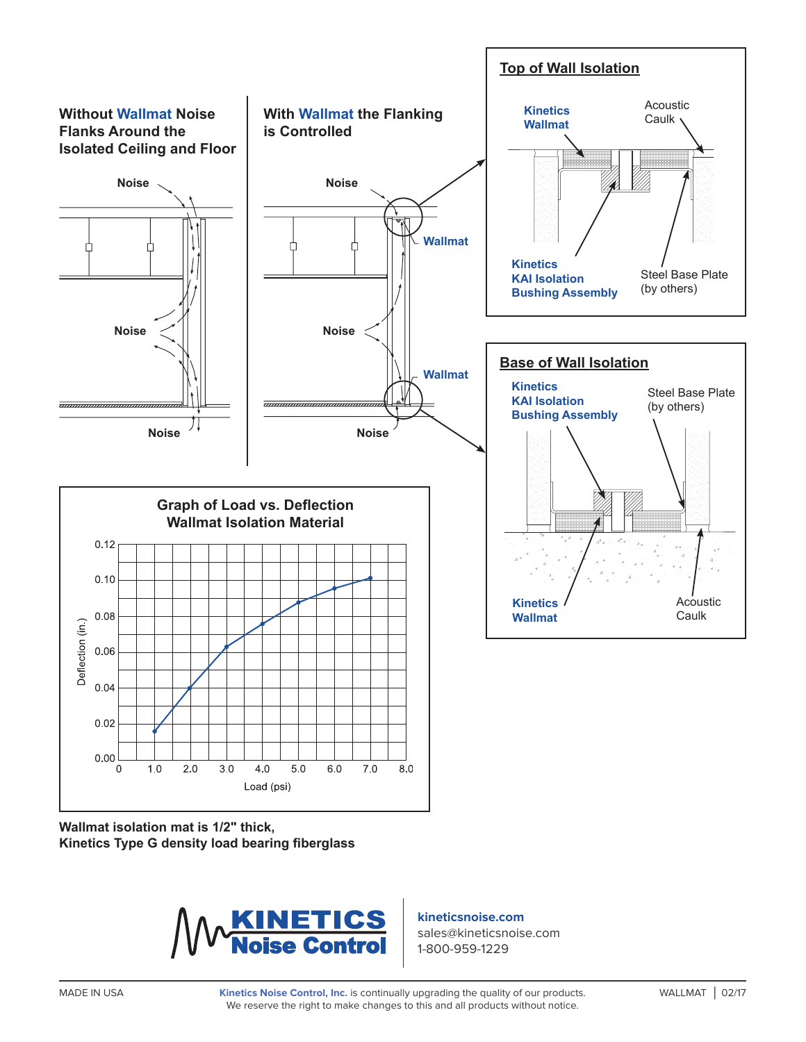## Without Wallmat Noise Flanks Around the Isolated Ceiling and Floor

Noise

Noise

Noise

## With Wallmat the Flanking is Controlled

Noise

Wallmat

Noise

Wallmat

Noise

## Top of Wall Isolation

Kinetics Wallmat

Acoustic Caulk

Kinetics KAI Isolation Bushing Assembly

Steel Base Plate (by others)

## Base of Wall Isolation

Kinetics KAI Isolation Bushing Assembly

Steel Base Plate (by others)

Kinetics Wallmat

Acoustic Caulk

## Graph of Load vs. Deflection Wallmat Isolation Material

Deflection (in.)

0.12
0.10
0.08
0.06
0.04
0.02
0.00

0
1.0
2.0
3.0
4.0
5.0
6.0
7.0
8.0

Load (psi)

**Wallmat isolation mat is 1/2" thick,**
**Kinetics Type G density load bearing fiberglass**

KINETICS Noise Control

**kineticsnoise.com**
sales@kineticsnoise.com
1-800-959-1229

MADE IN USA

**Kinetics Noise Control, Inc.** is continually upgrading the quality of our products. We reserve the right to make changes to this and all products without notice.

WALLMAT | 02/17